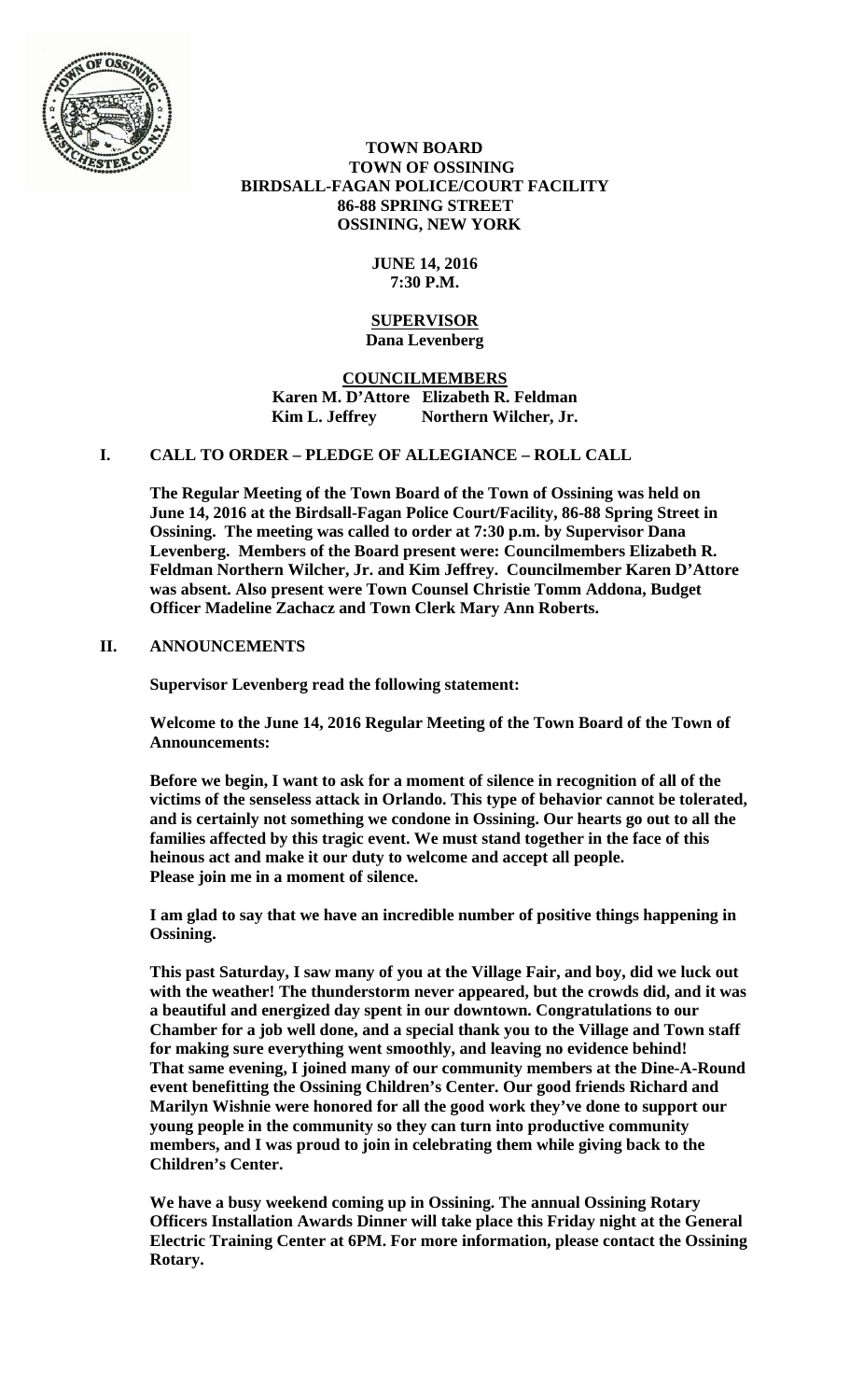**TOWN BOARD**
**TOWN OF OSSINING**
**BIRDSALL-FAGAN POLICE/COURT FACILITY**
**86-88 SPRING STREET**
**OSSINING, NEW YORK**

**JUNE 14, 2016**
**7:30 P.M.**

**SUPERVISOR**
**Dana Levenberg**

**COUNCILMEMBERS**
**Karen M. D'Attore Elizabeth R. Feldman**
**Kim L. Jeffrey Northern Wilcher, Jr.**

## I. CALL TO ORDER – PLEDGE OF ALLEGIANCE – ROLL CALL

**The Regular Meeting of the Town Board of the Town of Ossining was held on June 14, 2016 at the Birdsall-Fagan Police Court/Facility, 86-88 Spring Street in Ossining. The meeting was called to order at 7:30 p.m. by Supervisor Dana Levenberg. Members of the Board present were: Councilmembers Elizabeth R. Feldman Northern Wilcher, Jr. and Kim Jeffrey. Councilmember Karen D'Attore was absent. Also present were Town Counsel Christie Tomm Addona, Budget Officer Madeline Zachacz and Town Clerk Mary Ann Roberts.**

## II. ANNOUNCEMENTS

**Supervisor Levenberg read the following statement:**

**Welcome to the June 14, 2016 Regular Meeting of the Town Board of the Town of Announcements:**

**Before we begin, I want to ask for a moment of silence in recognition of all of the victims of the senseless attack in Orlando. This type of behavior cannot be tolerated, and is certainly not something we condone in Ossining. Our hearts go out to all the families affected by this tragic event. We must stand together in the face of this heinous act and make it our duty to welcome and accept all people. Please join me in a moment of silence.**

**I am glad to say that we have an incredible number of positive things happening in Ossining.**

**This past Saturday, I saw many of you at the Village Fair, and boy, did we luck out with the weather! The thunderstorm never appeared, but the crowds did, and it was a beautiful and energized day spent in our downtown. Congratulations to our Chamber for a job well done, and a special thank you to the Village and Town staff for making sure everything went smoothly, and leaving no evidence behind! That same evening, I joined many of our community members at the Dine-A-Round event benefitting the Ossining Children's Center. Our good friends Richard and Marilyn Wishnie were honored for all the good work they've done to support our young people in the community so they can turn into productive community members, and I was proud to join in celebrating them while giving back to the Children's Center.**

**We have a busy weekend coming up in Ossining. The annual Ossining Rotary Officers Installation Awards Dinner will take place this Friday night at the General Electric Training Center at 6PM. For more information, please contact the Ossining Rotary.**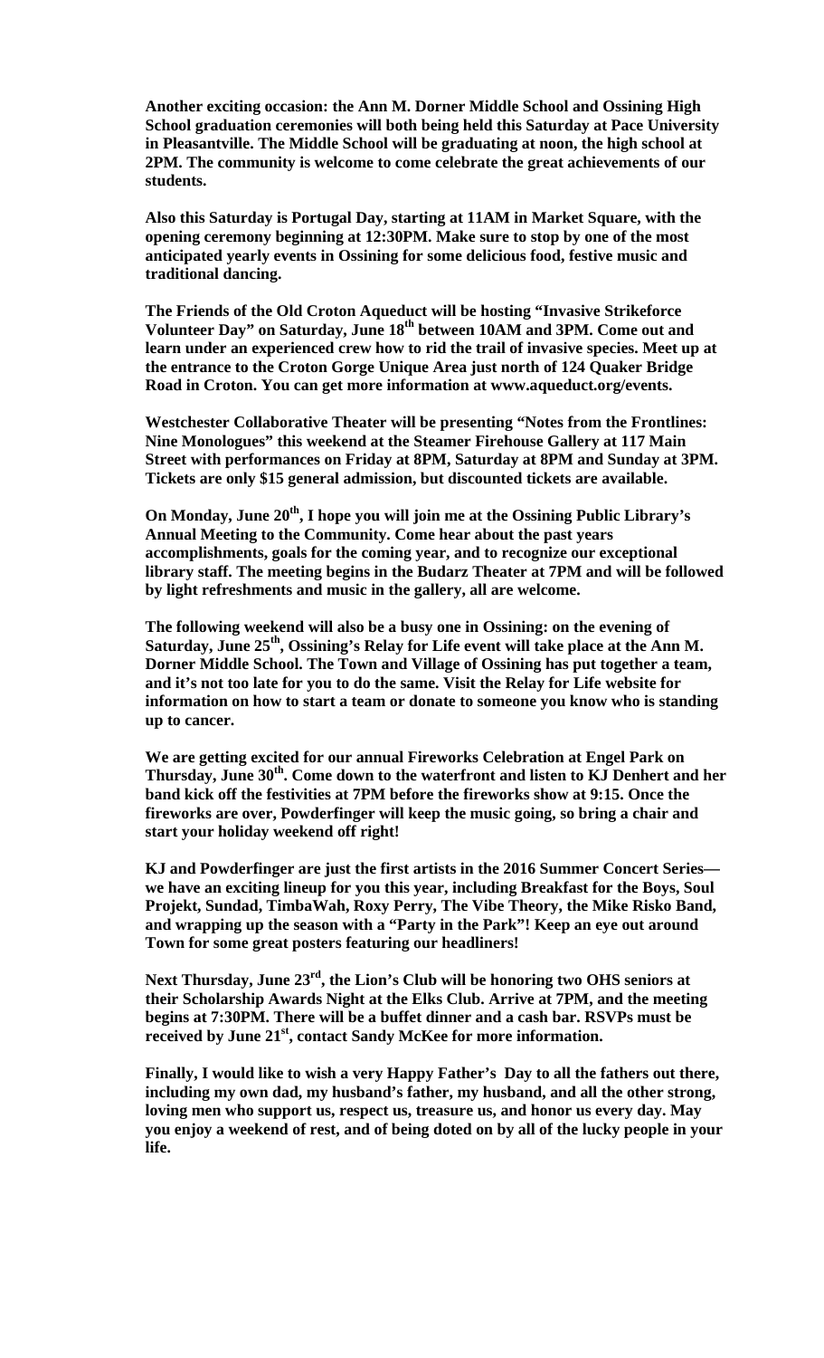**Another exciting occasion: the Ann M. Dorner Middle School and Ossining High School graduation ceremonies will both being held this Saturday at Pace University in Pleasantville. The Middle School will be graduating at noon, the high school at 2PM. The community is welcome to come celebrate the great achievements of our students.**

**Also this Saturday is Portugal Day, starting at 11AM in Market Square, with the opening ceremony beginning at 12:30PM. Make sure to stop by one of the most anticipated yearly events in Ossining for some delicious food, festive music and traditional dancing.**

**The Friends of the Old Croton Aqueduct will be hosting "Invasive Strikeforce Volunteer Day" on Saturday, June 18th between 10AM and 3PM. Come out and learn under an experienced crew how to rid the trail of invasive species. Meet up at the entrance to the Croton Gorge Unique Area just north of 124 Quaker Bridge Road in Croton. You can get more information at www.aqueduct.org/events.**

**Westchester Collaborative Theater will be presenting "Notes from the Frontlines: Nine Monologues" this weekend at the Steamer Firehouse Gallery at 117 Main Street with performances on Friday at 8PM, Saturday at 8PM and Sunday at 3PM. Tickets are only $15 general admission, but discounted tickets are available.**

**On Monday, June 20th, I hope you will join me at the Ossining Public Library's Annual Meeting to the Community. Come hear about the past years accomplishments, goals for the coming year, and to recognize our exceptional library staff. The meeting begins in the Budarz Theater at 7PM and will be followed by light refreshments and music in the gallery, all are welcome.**

**The following weekend will also be a busy one in Ossining: on the evening of Saturday, June 25th, Ossining's Relay for Life event will take place at the Ann M. Dorner Middle School. The Town and Village of Ossining has put together a team, and it's not too late for you to do the same. Visit the Relay for Life website for information on how to start a team or donate to someone you know who is standing up to cancer.**

**We are getting excited for our annual Fireworks Celebration at Engel Park on Thursday, June 30th. Come down to the waterfront and listen to KJ Denhert and her band kick off the festivities at 7PM before the fireworks show at 9:15. Once the fireworks are over, Powderfinger will keep the music going, so bring a chair and start your holiday weekend off right!**

**KJ and Powderfinger are just the first artists in the 2016 Summer Concert Series— we have an exciting lineup for you this year, including Breakfast for the Boys, Soul Projekt, Sundad, TimbaWah, Roxy Perry, The Vibe Theory, the Mike Risko Band, and wrapping up the season with a "Party in the Park"! Keep an eye out around Town for some great posters featuring our headliners!**

**Next Thursday, June 23rd, the Lion's Club will be honoring two OHS seniors at their Scholarship Awards Night at the Elks Club. Arrive at 7PM, and the meeting begins at 7:30PM. There will be a buffet dinner and a cash bar. RSVPs must be received by June 21st, contact Sandy McKee for more information.**

**Finally, I would like to wish a very Happy Father's Day to all the fathers out there, including my own dad, my husband's father, my husband, and all the other strong, loving men who support us, respect us, treasure us, and honor us every day. May you enjoy a weekend of rest, and of being doted on by all of the lucky people in your life.**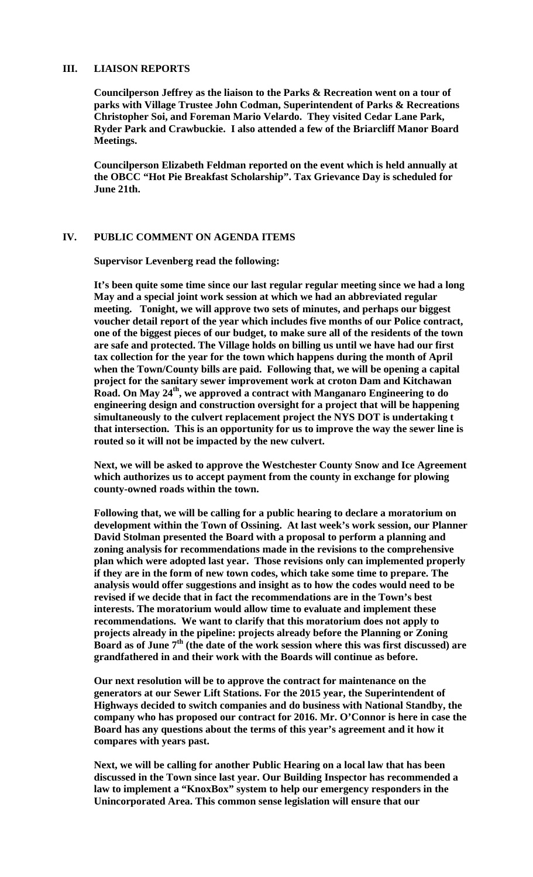## III. LIAISON REPORTS

**Councilperson Jeffrey as the liaison to the Parks & Recreation went on a tour of parks with Village Trustee John Codman, Superintendent of Parks & Recreations Christopher Soi, and Foreman Mario Velardo. They visited Cedar Lane Park, Ryder Park and Crawbuckie. I also attended a few of the Briarcliff Manor Board Meetings.**

**Councilperson Elizabeth Feldman reported on the event which is held annually at the OBCC "Hot Pie Breakfast Scholarship". Tax Grievance Day is scheduled for June 21th.**

## IV. PUBLIC COMMENT ON AGENDA ITEMS

**Supervisor Levenberg read the following:**

**It's been quite some time since our last regular regular meeting since we had a long May and a special joint work session at which we had an abbreviated regular meeting. Tonight, we will approve two sets of minutes, and perhaps our biggest voucher detail report of the year which includes five months of our Police contract, one of the biggest pieces of our budget, to make sure all of the residents of the town are safe and protected. The Village holds on billing us until we have had our first tax collection for the year for the town which happens during the month of April when the Town/County bills are paid. Following that, we will be opening a capital project for the sanitary sewer improvement work at croton Dam and Kitchawan Road. On May 24th, we approved a contract with Manganaro Engineering to do engineering design and construction oversight for a project that will be happening simultaneously to the culvert replacement project the NYS DOT is undertaking t that intersection. This is an opportunity for us to improve the way the sewer line is routed so it will not be impacted by the new culvert.**

**Next, we will be asked to approve the Westchester County Snow and Ice Agreement which authorizes us to accept payment from the county in exchange for plowing county-owned roads within the town.**

**Following that, we will be calling for a public hearing to declare a moratorium on development within the Town of Ossining. At last week's work session, our Planner David Stolman presented the Board with a proposal to perform a planning and zoning analysis for recommendations made in the revisions to the comprehensive plan which were adopted last year. Those revisions only can implemented properly if they are in the form of new town codes, which take some time to prepare. The analysis would offer suggestions and insight as to how the codes would need to be revised if we decide that in fact the recommendations are in the Town's best interests. The moratorium would allow time to evaluate and implement these recommendations. We want to clarify that this moratorium does not apply to projects already in the pipeline: projects already before the Planning or Zoning Board as of June 7th (the date of the work session where this was first discussed) are grandfathered in and their work with the Boards will continue as before.**

**Our next resolution will be to approve the contract for maintenance on the generators at our Sewer Lift Stations. For the 2015 year, the Superintendent of Highways decided to switch companies and do business with National Standby, the company who has proposed our contract for 2016. Mr. O'Connor is here in case the Board has any questions about the terms of this year's agreement and it how it compares with years past.**

**Next, we will be calling for another Public Hearing on a local law that has been discussed in the Town since last year. Our Building Inspector has recommended a law to implement a "KnoxBox" system to help our emergency responders in the Unincorporated Area. This common sense legislation will ensure that our**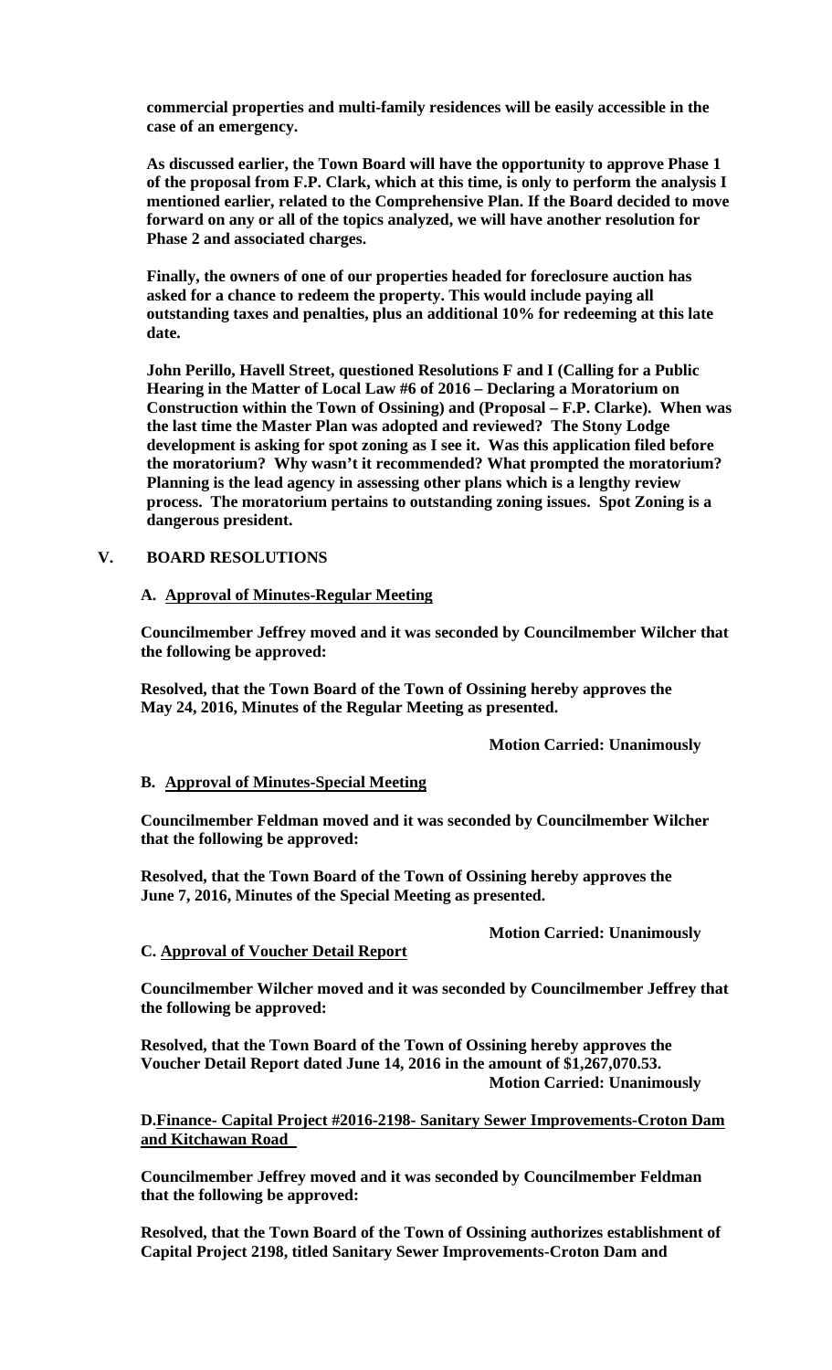**commercial properties and multi-family residences will be easily accessible in the case of an emergency.**

**As discussed earlier, the Town Board will have the opportunity to approve Phase 1 of the proposal from F.P. Clark, which at this time, is only to perform the analysis I mentioned earlier, related to the Comprehensive Plan. If the Board decided to move forward on any or all of the topics analyzed, we will have another resolution for Phase 2 and associated charges.**

**Finally, the owners of one of our properties headed for foreclosure auction has asked for a chance to redeem the property. This would include paying all outstanding taxes and penalties, plus an additional 10% for redeeming at this late date.**

**John Perillo, Havell Street, questioned Resolutions F and I (Calling for a Public Hearing in the Matter of Local Law #6 of 2016 – Declaring a Moratorium on Construction within the Town of Ossining) and (Proposal – F.P. Clarke). When was the last time the Master Plan was adopted and reviewed? The Stony Lodge development is asking for spot zoning as I see it. Was this application filed before the moratorium? Why wasn't it recommended? What prompted the moratorium? Planning is the lead agency in assessing other plans which is a lengthy review process. The moratorium pertains to outstanding zoning issues. Spot Zoning is a dangerous president.**

## V. BOARD RESOLUTIONS

### A. Approval of Minutes-Regular Meeting

**Councilmember Jeffrey moved and it was seconded by Councilmember Wilcher that the following be approved:**

**Resolved, that the Town Board of the Town of Ossining hereby approves the May 24, 2016, Minutes of the Regular Meeting as presented.**

**Motion Carried: Unanimously**

### B. Approval of Minutes-Special Meeting

**Councilmember Feldman moved and it was seconded by Councilmember Wilcher that the following be approved:**

**Resolved, that the Town Board of the Town of Ossining hereby approves the June 7, 2016, Minutes of the Special Meeting as presented.**

**Motion Carried: Unanimously**

### C. Approval of Voucher Detail Report

**Councilmember Wilcher moved and it was seconded by Councilmember Jeffrey that the following be approved:**

**Resolved, that the Town Board of the Town of Ossining hereby approves the Voucher Detail Report dated June 14, 2016 in the amount of $1,267,070.53.**

**Motion Carried: Unanimously**

### D. Finance- Capital Project #2016-2198- Sanitary Sewer Improvements-Croton Dam and Kitchawan Road

**Councilmember Jeffrey moved and it was seconded by Councilmember Feldman that the following be approved:**

**Resolved, that the Town Board of the Town of Ossining authorizes establishment of Capital Project 2198, titled Sanitary Sewer Improvements-Croton Dam and**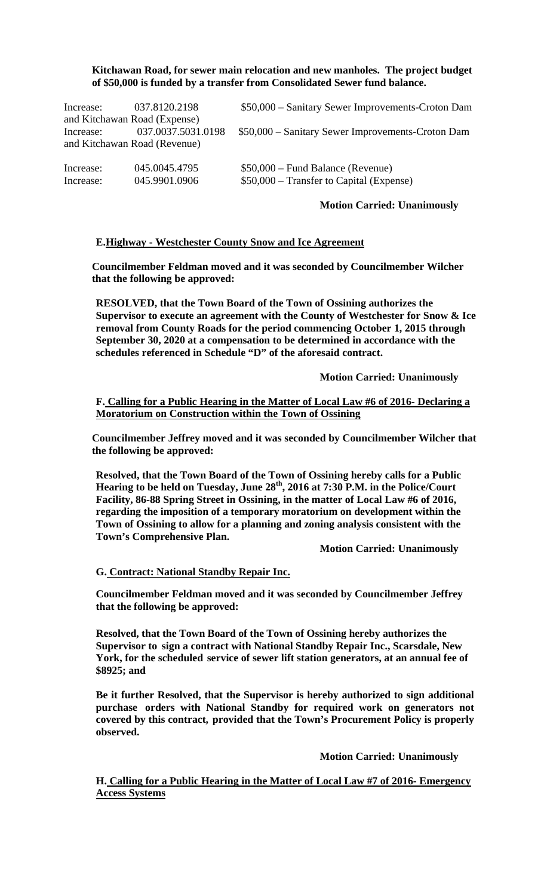**Kitchawan Road, for sewer main relocation and new manholes. The project budget of $50,000 is funded by a transfer from Consolidated Sewer fund balance.**

| | | |
|---|---|---|
| Increase: | 037.8120.2198 | $50,000 – Sanitary Sewer Improvements-Croton Dam and Kitchawan Road (Expense) |
| Increase: | 037.0037.5031.0198 | $50,000 – Sanitary Sewer Improvements-Croton Dam and Kitchawan Road (Revenue) |
| Increase: | 045.0045.4795 | $50,000 – Fund Balance (Revenue) |
| Increase: | 045.9901.0906 | $50,000 – Transfer to Capital (Expense) |

**Motion Carried: Unanimously**

**E. Highway - Westchester County Snow and Ice Agreement**

**Councilmember Feldman moved and it was seconded by Councilmember Wilcher that the following be approved:**

**RESOLVED, that the Town Board of the Town of Ossining authorizes the Supervisor to execute an agreement with the County of Westchester for Snow & Ice removal from County Roads for the period commencing October 1, 2015 through September 30, 2020 at a compensation to be determined in accordance with the schedules referenced in Schedule "D" of the aforesaid contract.**

**Motion Carried: Unanimously**

**F. Calling for a Public Hearing in the Matter of Local Law #6 of 2016- Declaring a Moratorium on Construction within the Town of Ossining**

**Councilmember Jeffrey moved and it was seconded by Councilmember Wilcher that the following be approved:**

**Resolved, that the Town Board of the Town of Ossining hereby calls for a Public Hearing to be held on Tuesday, June 28th, 2016 at 7:30 P.M. in the Police/Court Facility, 86-88 Spring Street in Ossining, in the matter of Local Law #6 of 2016, regarding the imposition of a temporary moratorium on development within the Town of Ossining to allow for a planning and zoning analysis consistent with the Town's Comprehensive Plan.**

**Motion Carried: Unanimously**

**G. Contract: National Standby Repair Inc.**

**Councilmember Feldman moved and it was seconded by Councilmember Jeffrey that the following be approved:**

**Resolved, that the Town Board of the Town of Ossining hereby authorizes the Supervisor to sign a contract with National Standby Repair Inc., Scarsdale, New York, for the scheduled service of sewer lift station generators, at an annual fee of $8925; and**

**Be it further Resolved, that the Supervisor is hereby authorized to sign additional purchase orders with National Standby for required work on generators not covered by this contract, provided that the Town's Procurement Policy is properly observed.**

**Motion Carried: Unanimously**

**H. Calling for a Public Hearing in the Matter of Local Law #7 of 2016- Emergency Access Systems**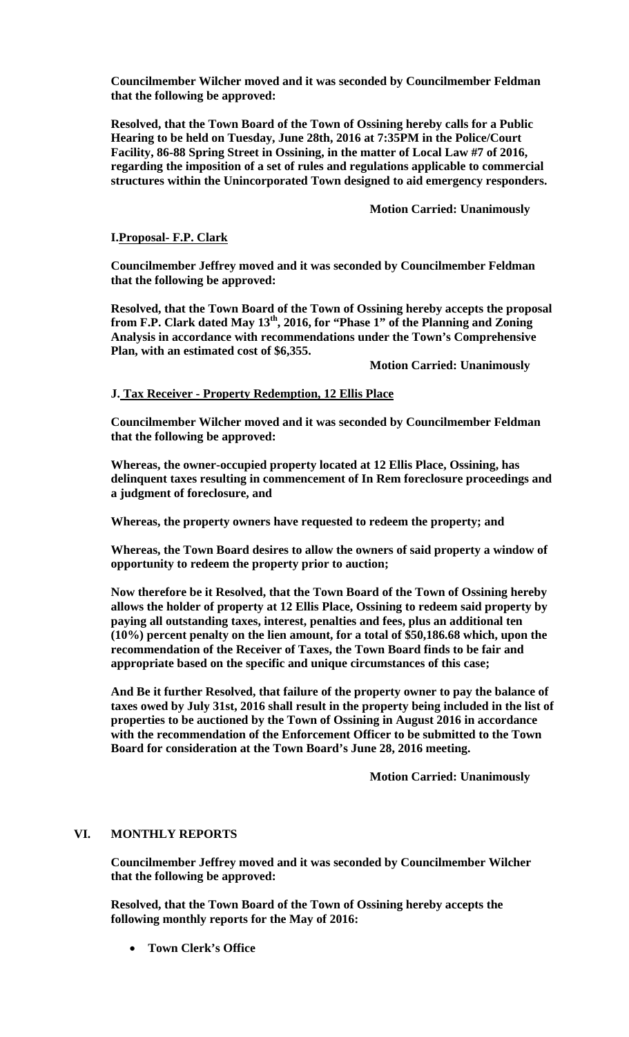**Councilmember Wilcher moved and it was seconded by Councilmember Feldman that the following be approved:**

**Resolved, that the Town Board of the Town of Ossining hereby calls for a Public Hearing to be held on Tuesday, June 28th, 2016 at 7:35PM in the Police/Court Facility, 86-88 Spring Street in Ossining, in the matter of Local Law #7 of 2016, regarding the imposition of a set of rules and regulations applicable to commercial structures within the Unincorporated Town designed to aid emergency responders.**

**Motion Carried: Unanimously**

**I. Proposal- F.P. Clark**

**Councilmember Jeffrey moved and it was seconded by Councilmember Feldman that the following be approved:**

**Resolved, that the Town Board of the Town of Ossining hereby accepts the proposal from F.P. Clark dated May 13th, 2016, for "Phase 1" of the Planning and Zoning Analysis in accordance with recommendations under the Town's Comprehensive Plan, with an estimated cost of $6,355.**

**Motion Carried: Unanimously**

**J. Tax Receiver - Property Redemption, 12 Ellis Place**

**Councilmember Wilcher moved and it was seconded by Councilmember Feldman that the following be approved:**

**Whereas, the owner-occupied property located at 12 Ellis Place, Ossining, has delinquent taxes resulting in commencement of In Rem foreclosure proceedings and a judgment of foreclosure, and**

**Whereas, the property owners have requested to redeem the property; and**

**Whereas, the Town Board desires to allow the owners of said property a window of opportunity to redeem the property prior to auction;**

**Now therefore be it Resolved, that the Town Board of the Town of Ossining hereby allows the holder of property at 12 Ellis Place, Ossining to redeem said property by paying all outstanding taxes, interest, penalties and fees, plus an additional ten (10%) percent penalty on the lien amount, for a total of $50,186.68 which, upon the recommendation of the Receiver of Taxes, the Town Board finds to be fair and appropriate based on the specific and unique circumstances of this case;**

**And Be it further Resolved, that failure of the property owner to pay the balance of taxes owed by July 31st, 2016 shall result in the property being included in the list of properties to be auctioned by the Town of Ossining in August 2016 in accordance with the recommendation of the Enforcement Officer to be submitted to the Town Board for consideration at the Town Board's June 28, 2016 meeting.**

**Motion Carried: Unanimously**

## VI. MONTHLY REPORTS

**Councilmember Jeffrey moved and it was seconded by Councilmember Wilcher that the following be approved:**

**Resolved, that the Town Board of the Town of Ossining hereby accepts the following monthly reports for the May of 2016:**

- **Town Clerk's Office**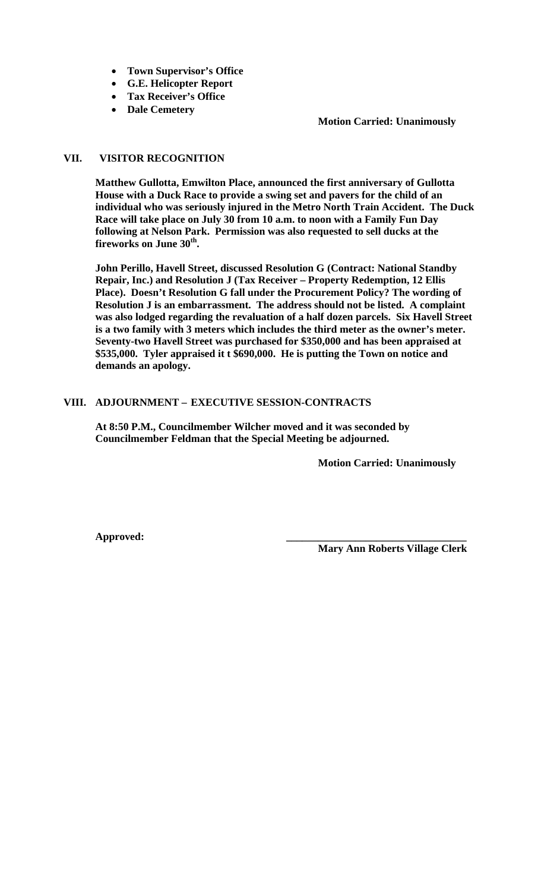- **Town Supervisor's Office**
- **G.E. Helicopter Report**
- **Tax Receiver's Office**
- **Dale Cemetery**

**Motion Carried: Unanimously**

## VII. VISITOR RECOGNITION

**Matthew Gullotta, Emwilton Place, announced the first anniversary of Gullotta House with a Duck Race to provide a swing set and pavers for the child of an individual who was seriously injured in the Metro North Train Accident. The Duck Race will take place on July 30 from 10 a.m. to noon with a Family Fun Day following at Nelson Park. Permission was also requested to sell ducks at the fireworks on June 30th.**

**John Perillo, Havell Street, discussed Resolution G (Contract: National Standby Repair, Inc.) and Resolution J (Tax Receiver – Property Redemption, 12 Ellis Place). Doesn't Resolution G fall under the Procurement Policy? The wording of Resolution J is an embarrassment. The address should not be listed. A complaint was also lodged regarding the revaluation of a half dozen parcels. Six Havell Street is a two family with 3 meters which includes the third meter as the owner's meter. Seventy-two Havell Street was purchased for $350,000 and has been appraised at $535,000. Tyler appraised it t $690,000. He is putting the Town on notice and demands an apology.**

## VIII. ADJOURNMENT – EXECUTIVE SESSION-CONTRACTS

**At 8:50 P.M., Councilmember Wilcher moved and it was seconded by Councilmember Feldman that the Special Meeting be adjourned.**

**Motion Carried: Unanimously**

**Approved:** ______________________________

**Mary Ann Roberts Village Clerk**